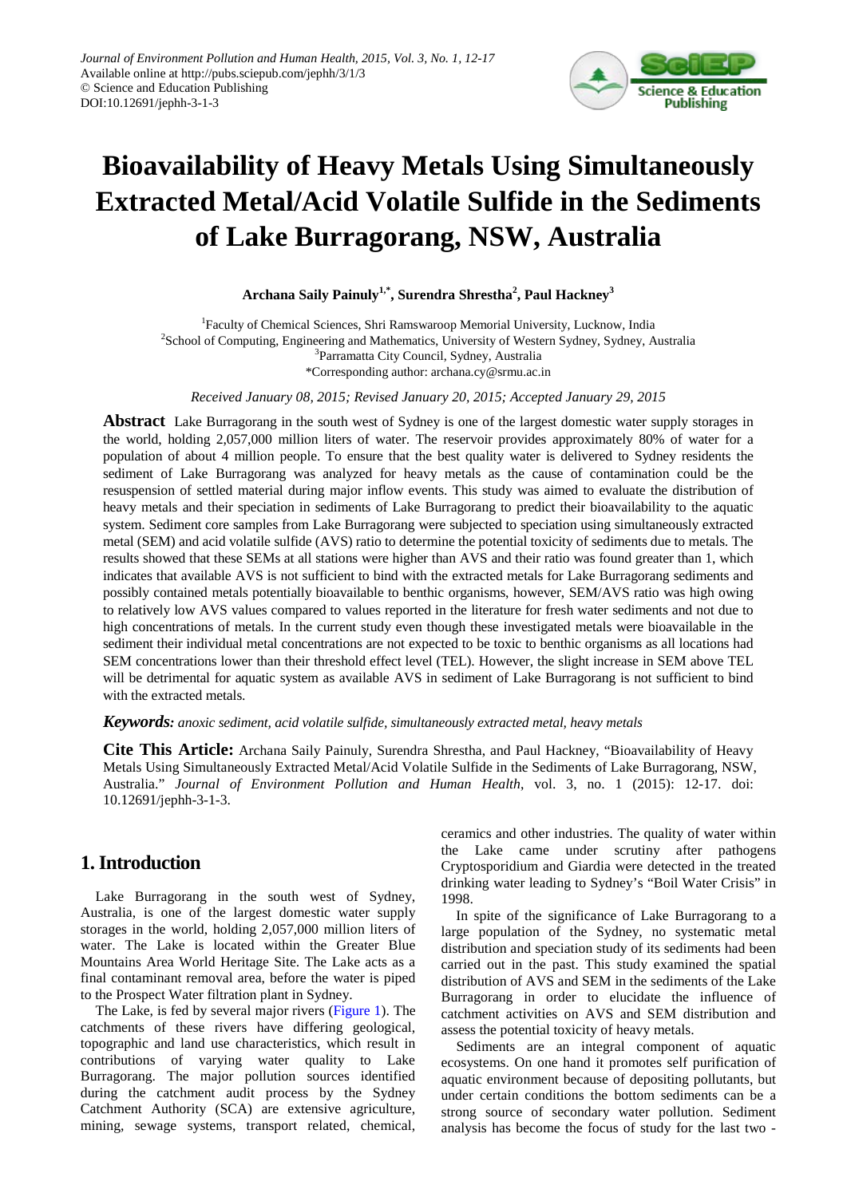# Bioavailability of Heavy Metals Using Simultaneously Extracted Metal/Acid Volatile Sulfide in the Sediments of Lake Burragorang, NSW, Australia

**Archana Saily Painuly[1,*], Surendra Shrestha[2], Paul Hackney[3]**

[1]Faculty of Chemical Sciences, Shri Ramswaroop Memorial University, Lucknow, India
[2]School of Computing, Engineering and Mathematics, University of Western Sydney, Sydney, Australia
[3]Parramatta City Council, Sydney, Australia
*Corresponding author: archana.cy@srmu.ac.in

*Received January 08, 2015; Revised January 20, 2015; Accepted January 29, 2015*

**Abstract** Lake Burragorang in the south west of Sydney is one of the largest domestic water supply storages in the world, holding 2,057,000 million liters of water. The reservoir provides approximately 80% of water for a population of about 4 million people. To ensure that the best quality water is delivered to Sydney residents the sediment of Lake Burragorang was analyzed for heavy metals as the cause of contamination could be the resuspension of settled material during major inflow events. This study was aimed to evaluate the distribution of heavy metals and their speciation in sediments of Lake Burragorang to predict their bioavailability to the aquatic system. Sediment core samples from Lake Burragorang were subjected to speciation using simultaneously extracted metal (SEM) and acid volatile sulfide (AVS) ratio to determine the potential toxicity of sediments due to metals. The results showed that these SEMs at all stations were higher than AVS and their ratio was found greater than 1, which indicates that available AVS is not sufficient to bind with the extracted metals for Lake Burragorang sediments and possibly contained metals potentially bioavailable to benthic organisms, however, SEM/AVS ratio was high owing to relatively low AVS values compared to values reported in the literature for fresh water sediments and not due to high concentrations of metals. In the current study even though these investigated metals were bioavailable in the sediment their individual metal concentrations are not expected to be toxic to benthic organisms as all locations had SEM concentrations lower than their threshold effect level (TEL). However, the slight increase in SEM above TEL will be detrimental for aquatic system as available AVS in sediment of Lake Burragorang is not sufficient to bind with the extracted metals.

***Keywords:*** *anoxic sediment, acid volatile sulfide, simultaneously extracted metal, heavy metals*

**Cite This Article:** Archana Saily Painuly, Surendra Shrestha, and Paul Hackney, "Bioavailability of Heavy Metals Using Simultaneously Extracted Metal/Acid Volatile Sulfide in the Sediments of Lake Burragorang, NSW, Australia." *Journal of Environment Pollution and Human Health*, vol. 3, no. 1 (2015): 12-17. doi: 10.12691/jephh-3-1-3.

## 1. Introduction

Lake Burragorang in the south west of Sydney, Australia, is one of the largest domestic water supply storages in the world, holding 2,057,000 million liters of water. The Lake is located within the Greater Blue Mountains Area World Heritage Site. The Lake acts as a final contaminant removal area, before the water is piped to the Prospect Water filtration plant in Sydney.

The Lake, is fed by several major rivers (Figure 1). The catchments of these rivers have differing geological, topographic and land use characteristics, which result in contributions of varying water quality to Lake Burragorang. The major pollution sources identified during the catchment audit process by the Sydney Catchment Authority (SCA) are extensive agriculture, mining, sewage systems, transport related, chemical, ceramics and other industries. The quality of water within the Lake came under scrutiny after pathogens Cryptosporidium and Giardia were detected in the treated drinking water leading to Sydney's "Boil Water Crisis" in 1998.

In spite of the significance of Lake Burragorang to a large population of the Sydney, no systematic metal distribution and speciation study of its sediments had been carried out in the past. This study examined the spatial distribution of AVS and SEM in the sediments of the Lake Burragorang in order to elucidate the influence of catchment activities on AVS and SEM distribution and assess the potential toxicity of heavy metals.

Sediments are an integral component of aquatic ecosystems. On one hand it promotes self purification of aquatic environment because of depositing pollutants, but under certain conditions the bottom sediments can be a strong source of secondary water pollution. Sediment analysis has become the focus of study for the last two -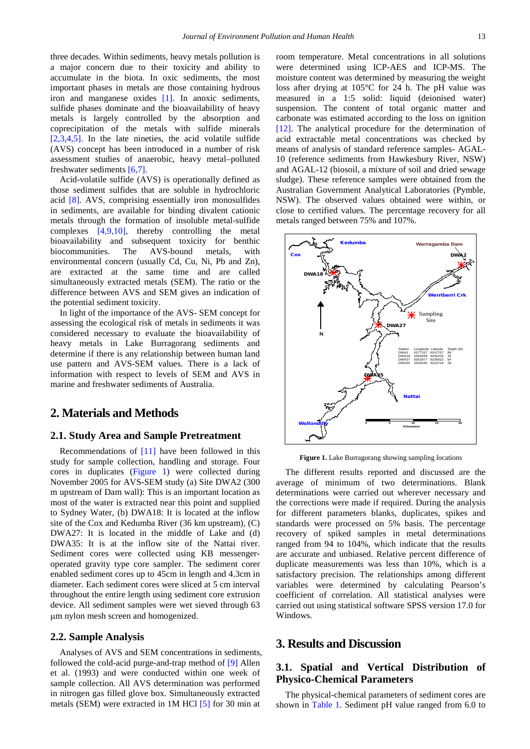three decades. Within sediments, heavy metals pollution is a major concern due to their toxicity and ability to accumulate in the biota. In oxic sediments, the most important phases in metals are those containing hydrous iron and manganese oxides [1]. In anoxic sediments, sulfide phases dominate and the bioavailability of heavy metals is largely controlled by the absorption and coprecipitation of the metals with sulfide minerals [2,3,4,5]. In the late nineties, the acid volatile sulfide (AVS) concept has been introduced in a number of risk assessment studies of anaerobic, heavy metal–polluted freshwater sediments [6,7].

Acid-volatile sulfide (AVS) is operationally defined as those sediment sulfides that are soluble in hydrochloric acid [8]. AVS, comprising essentially iron monosulfides in sediments, are available for binding divalent cationic metals through the formation of insoluble metal-sulfide complexes [4,9,10], thereby controlling the metal bioavailability and subsequent toxicity for benthic biocommunities. The AVS-bound metals, with environmental concern (usually Cd, Cu, Ni, Pb and Zn), are extracted at the same time and are called simultaneously extracted metals (SEM). The ratio or the difference between AVS and SEM gives an indication of the potential sediment toxicity.

In light of the importance of the AVS- SEM concept for assessing the ecological risk of metals in sediments it was considered necessary to evaluate the bioavailability of heavy metals in Lake Burragorang sediments and determine if there is any relationship between human land use pattern and AVS-SEM values. There is a lack of information with respect to levels of SEM and AVS in marine and freshwater sediments of Australia.

## 2. Materials and Methods

### 2.1. Study Area and Sample Pretreatment

Recommendations of [11] have been followed in this study for sample collection, handling and storage. Four cores in duplicates (Figure 1) were collected during November 2005 for AVS-SEM study (a) Site DWA2 (300 m upstream of Dam wall): This is an important location as most of the water is extracted near this point and supplied to Sydney Water, (b) DWA18: It is located at the inflow site of the Cox and Kedumba River (36 km upstream), (C) DWA27: It is located in the middle of Lake and (d) DWA35: It is at the inflow site of the Nattai river. Sediment cores were collected using KB messenger-operated gravity type core sampler. The sediment corer enabled sediment cores up to 45cm in length and 4.3cm in diameter. Each sediment cores were sliced at 5 cm interval throughout the entire length using sediment core extrusion device. All sediment samples were wet sieved through 63 μm nylon mesh screen and homogenized.

### 2.2. Sample Analysis

Analyses of AVS and SEM concentrations in sediments, followed the cold-acid purge-and-trap method of [9] Allen et al. (1993) and were conducted within one week of sample collection. All AVS determination was performed in nitrogen gas filled glove box. Simultaneously extracted metals (SEM) were extracted in 1M HCl [5] for 30 min at room temperature. Metal concentrations in all solutions were determined using ICP-AES and ICP-MS. The moisture content was determined by measuring the weight loss after drying at 105°C for 24 h. The pH value was measured in a 1:5 solid: liquid (deionised water) suspension. The content of total organic matter and carbonate was estimated according to the loss on ignition [12]. The analytical procedure for the determination of acid extractable metal concentrations was checked by means of analysis of standard reference samples- AGAL-10 (reference sediments from Hawkesbury River, NSW) and AGAL-12 (biosoil, a mixture of soil and dried sewage sludge). These reference samples were obtained from the Australian Government Analytical Laboratories (Pymble, NSW). The observed values obtained were within, or close to certified values. The percentage recovery for all metals ranged between 75% and 107%.

| Station | Longitude | Latitude | Depth (M) |
|---|---|---|---|
| DWA2 | 0277157 | 6247707 | 88 |
| DWA18 | 0254049 | 6245232 | 33 |
| DWA27 | 0261877 | 6235612 | 54 |
| DWA35 | 0259190 | 6223714 | 29 |

**Figure 1.** Lake Burragorang showing sampling locations

The different results reported and discussed are the average of minimum of two determinations. Blank determinations were carried out wherever necessary and the corrections were made if required. During the analysis for different parameters blanks, duplicates, spikes and standards were processed on 5% basis. The percentage recovery of spiked samples in metal determinations ranged from 94 to 104%, which indicate that the results are accurate and unbiased. Relative percent difference of duplicate measurements was less than 10%, which is a satisfactory precision. The relationships among different variables were determined by calculating Pearson's coefficient of correlation. All statistical analyses were carried out using statistical software SPSS version 17.0 for Windows.

## 3. Results and Discussion

### 3.1. Spatial and Vertical Distribution of Physico-Chemical Parameters

The physical-chemical parameters of sediment cores are shown in Table 1. Sediment pH value ranged from 6.0 to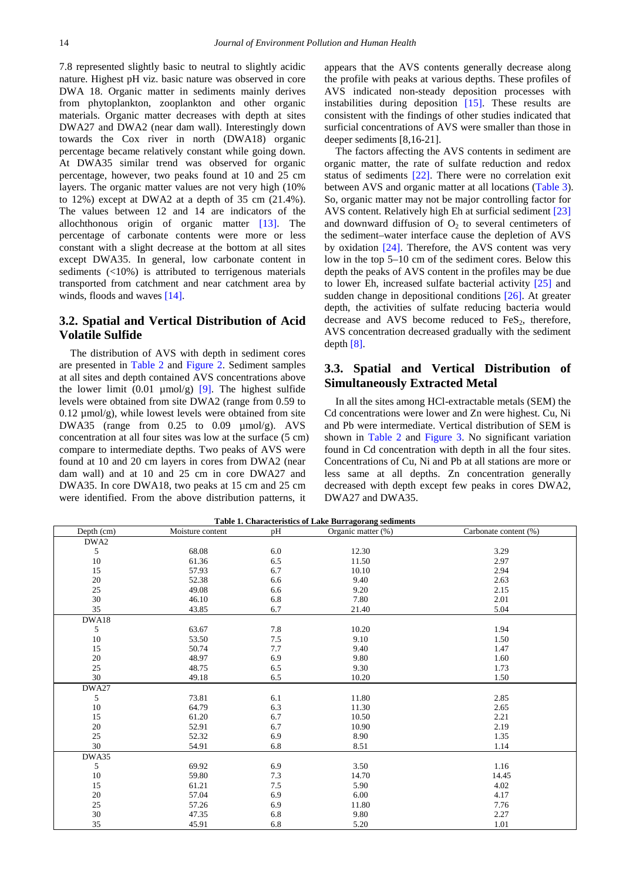7.8 represented slightly basic to neutral to slightly acidic nature. Highest pH viz. basic nature was observed in core DWA 18. Organic matter in sediments mainly derives from phytoplankton, zooplankton and other organic materials. Organic matter decreases with depth at sites DWA27 and DWA2 (near dam wall). Interestingly down towards the Cox river in north (DWA18) organic percentage became relatively constant while going down. At DWA35 similar trend was observed for organic percentage, however, two peaks found at 10 and 25 cm layers. The organic matter values are not very high (10% to 12%) except at DWA2 at a depth of 35 cm (21.4%). The values between 12 and 14 are indicators of the allochthonous origin of organic matter [13]. The percentage of carbonate contents were more or less constant with a slight decrease at the bottom at all sites except DWA35. In general, low carbonate content in sediments (<10%) is attributed to terrigenous materials transported from catchment and near catchment area by winds, floods and waves [14].

## 3.2. Spatial and Vertical Distribution of Acid Volatile Sulfide

The distribution of AVS with depth in sediment cores are presented in Table 2 and Figure 2. Sediment samples at all sites and depth contained AVS concentrations above the lower limit (0.01 µmol/g) [9]. The highest sulfide levels were obtained from site DWA2 (range from 0.59 to 0.12 µmol/g), while lowest levels were obtained from site DWA35 (range from 0.25 to 0.09 µmol/g). AVS concentration at all four sites was low at the surface (5 cm) compare to intermediate depths. Two peaks of AVS were found at 10 and 20 cm layers in cores from DWA2 (near dam wall) and at 10 and 25 cm in core DWA27 and DWA35. In core DWA18, two peaks at 15 cm and 25 cm were identified. From the above distribution patterns, it appears that the AVS contents generally decrease along the profile with peaks at various depths. These profiles of AVS indicated non-steady deposition processes with instabilities during deposition [15]. These results are consistent with the findings of other studies indicated that surficial concentrations of AVS were smaller than those in deeper sediments [8,16-21].

The factors affecting the AVS contents in sediment are organic matter, the rate of sulfate reduction and redox status of sediments [22]. There were no correlation exit between AVS and organic matter at all locations (Table 3). So, organic matter may not be major controlling factor for AVS content. Relatively high Eh at surficial sediment [23] and downward diffusion of $O_2$ to several centimeters of the sediment–water interface cause the depletion of AVS by oxidation [24]. Therefore, the AVS content was very low in the top 5–10 cm of the sediment cores. Below this depth the peaks of AVS content in the profiles may be due to lower Eh, increased sulfate bacterial activity [25] and sudden change in depositional conditions [26]. At greater depth, the activities of sulfate reducing bacteria would decrease and AVS become reduced to $FeS_2$, therefore, AVS concentration decreased gradually with the sediment depth [8].

## 3.3. Spatial and Vertical Distribution of Simultaneously Extracted Metal

In all the sites among HCl-extractable metals (SEM) the Cd concentrations were lower and Zn were highest. Cu, Ni and Pb were intermediate. Vertical distribution of SEM is shown in Table 2 and Figure 3. No significant variation found in Cd concentration with depth in all the four sites. Concentrations of Cu, Ni and Pb at all stations are more or less same at all depths. Zn concentration generally decreased with depth except few peaks in cores DWA2, DWA27 and DWA35.

**Table 1. Characteristics of Lake Burragorang sediments**

| Depth (cm) | Moisture content | pH | Organic matter (%) | Carbonate content (%) |
|---|---|---|---|---|
| DWA2 | | | | |
| 5 | 68.08 | 6.0 | 12.30 | 3.29 |
| 10 | 61.36 | 6.5 | 11.50 | 2.97 |
| 15 | 57.93 | 6.7 | 10.10 | 2.94 |
| 20 | 52.38 | 6.6 | 9.40 | 2.63 |
| 25 | 49.08 | 6.6 | 9.20 | 2.15 |
| 30 | 46.10 | 6.8 | 7.80 | 2.01 |
| 35 | 43.85 | 6.7 | 21.40 | 5.04 |
| DWA18 | | | | |
| 5 | 63.67 | 7.8 | 10.20 | 1.94 |
| 10 | 53.50 | 7.5 | 9.10 | 1.50 |
| 15 | 50.74 | 7.7 | 9.40 | 1.47 |
| 20 | 48.97 | 6.9 | 9.80 | 1.60 |
| 25 | 48.75 | 6.5 | 9.30 | 1.73 |
| 30 | 49.18 | 6.5 | 10.20 | 1.50 |
| DWA27 | | | | |
| 5 | 73.81 | 6.1 | 11.80 | 2.85 |
| 10 | 64.79 | 6.3 | 11.30 | 2.65 |
| 15 | 61.20 | 6.7 | 10.50 | 2.21 |
| 20 | 52.91 | 6.7 | 10.90 | 2.19 |
| 25 | 52.32 | 6.9 | 8.90 | 1.35 |
| 30 | 54.91 | 6.8 | 8.51 | 1.14 |
| DWA35 | | | | |
| 5 | 69.92 | 6.9 | 3.50 | 1.16 |
| 10 | 59.80 | 7.3 | 14.70 | 14.45 |
| 15 | 61.21 | 7.5 | 5.90 | 4.02 |
| 20 | 57.04 | 6.9 | 6.00 | 4.17 |
| 25 | 57.26 | 6.9 | 11.80 | 7.76 |
| 30 | 47.35 | 6.8 | 9.80 | 2.27 |
| 35 | 45.91 | 6.8 | 5.20 | 1.01 |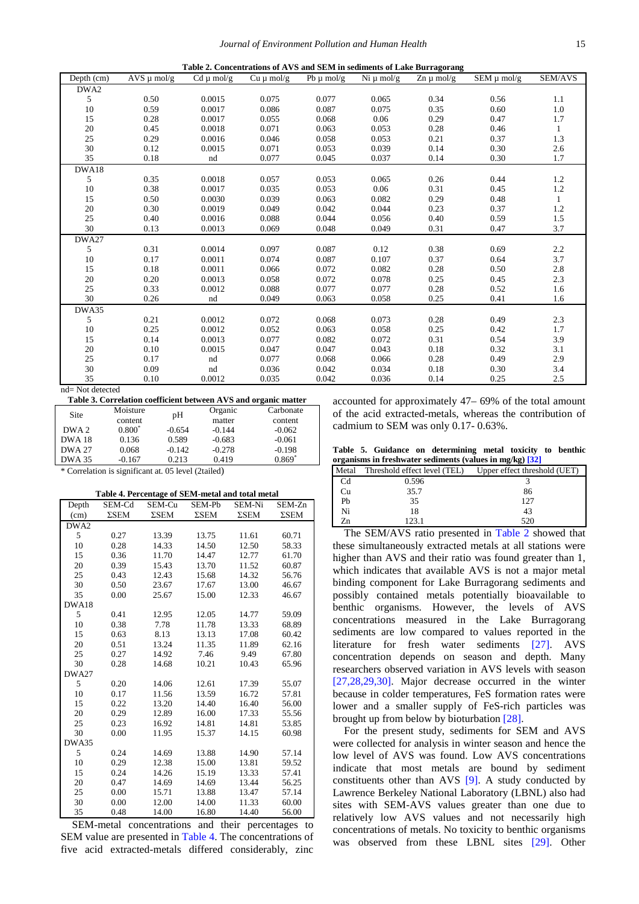**Table 2. Concentrations of AVS and SEM in sediments of Lake Burragorang**

| Depth (cm) | AVS μ mol/g | Cd μ mol/g | Cu μ mol/g | Pb μ mol/g | Ni μ mol/g | Zn μ mol/g | SEM μ mol/g | SEM/AVS |
|---|---|---|---|---|---|---|---|---|
| DWA2 | | | | | | | | |
| 5 | 0.50 | 0.0015 | 0.075 | 0.077 | 0.065 | 0.34 | 0.56 | 1.1 |
| 10 | 0.59 | 0.0017 | 0.086 | 0.087 | 0.075 | 0.35 | 0.60 | 1.0 |
| 15 | 0.28 | 0.0017 | 0.055 | 0.068 | 0.06 | 0.29 | 0.47 | 1.7 |
| 20 | 0.45 | 0.0018 | 0.071 | 0.063 | 0.053 | 0.28 | 0.46 | 1 |
| 25 | 0.29 | 0.0016 | 0.046 | 0.058 | 0.053 | 0.21 | 0.37 | 1.3 |
| 30 | 0.12 | 0.0015 | 0.071 | 0.053 | 0.039 | 0.14 | 0.30 | 2.6 |
| 35 | 0.18 | nd | 0.077 | 0.045 | 0.037 | 0.14 | 0.30 | 1.7 |
| DWA18 | | | | | | | | |
| 5 | 0.35 | 0.0018 | 0.057 | 0.053 | 0.065 | 0.26 | 0.44 | 1.2 |
| 10 | 0.38 | 0.0017 | 0.035 | 0.053 | 0.06 | 0.31 | 0.45 | 1.2 |
| 15 | 0.50 | 0.0030 | 0.039 | 0.063 | 0.082 | 0.29 | 0.48 | 1 |
| 20 | 0.30 | 0.0019 | 0.049 | 0.042 | 0.044 | 0.23 | 0.37 | 1.2 |
| 25 | 0.40 | 0.0016 | 0.088 | 0.044 | 0.056 | 0.40 | 0.59 | 1.5 |
| 30 | 0.13 | 0.0013 | 0.069 | 0.048 | 0.049 | 0.31 | 0.47 | 3.7 |
| DWA27 | | | | | | | | |
| 5 | 0.31 | 0.0014 | 0.097 | 0.087 | 0.12 | 0.38 | 0.69 | 2.2 |
| 10 | 0.17 | 0.0011 | 0.074 | 0.087 | 0.107 | 0.37 | 0.64 | 3.7 |
| 15 | 0.18 | 0.0011 | 0.066 | 0.072 | 0.082 | 0.28 | 0.50 | 2.8 |
| 20 | 0.20 | 0.0013 | 0.058 | 0.072 | 0.078 | 0.25 | 0.45 | 2.3 |
| 25 | 0.33 | 0.0012 | 0.088 | 0.077 | 0.077 | 0.28 | 0.52 | 1.6 |
| 30 | 0.26 | nd | 0.049 | 0.063 | 0.058 | 0.25 | 0.41 | 1.6 |
| DWA35 | | | | | | | | |
| 5 | 0.21 | 0.0012 | 0.072 | 0.068 | 0.073 | 0.28 | 0.49 | 2.3 |
| 10 | 0.25 | 0.0012 | 0.052 | 0.063 | 0.058 | 0.25 | 0.42 | 1.7 |
| 15 | 0.14 | 0.0013 | 0.077 | 0.082 | 0.072 | 0.31 | 0.54 | 3.9 |
| 20 | 0.10 | 0.0015 | 0.047 | 0.047 | 0.043 | 0.18 | 0.32 | 3.1 |
| 25 | 0.17 | nd | 0.077 | 0.068 | 0.066 | 0.28 | 0.49 | 2.9 |
| 30 | 0.09 | nd | 0.036 | 0.042 | 0.034 | 0.18 | 0.30 | 3.4 |
| 35 | 0.10 | 0.0012 | 0.035 | 0.042 | 0.036 | 0.14 | 0.25 | 2.5 |

nd= Not detected

**Table 3. Correlation coefficient between AVS and organic matter**

| Site | Moisture content | pH | Organic matter | Carbonate content |
|---|---|---|---|---|
| DWA 2 | 0.800* | -0.654 | -0.144 | -0.062 |
| DWA 18 | 0.136 | 0.589 | -0.683 | -0.061 |
| DWA 27 | 0.068 | -0.142 | -0.278 | -0.198 |
| DWA 35 | -0.167 | 0.213 | 0.419 | 0.869* |

* Correlation is significant at. 05 level (2tailed)

**Table 4. Percentage of SEM-metal and total metal**

| Depth (cm) | SEM-Cd ΣSEM | SEM-Cu ΣSEM | SEM-Pb ΣSEM | SEM-Ni ΣSEM | SEM-Zn ΣSEM |
|---|---|---|---|---|---|
| DWA2 | | | | | |
| 5 | 0.27 | 13.39 | 13.75 | 11.61 | 60.71 |
| 10 | 0.28 | 14.33 | 14.50 | 12.50 | 58.33 |
| 15 | 0.36 | 11.70 | 14.47 | 12.77 | 61.70 |
| 20 | 0.39 | 15.43 | 13.70 | 11.52 | 60.87 |
| 25 | 0.43 | 12.43 | 15.68 | 14.32 | 56.76 |
| 30 | 0.50 | 23.67 | 17.67 | 13.00 | 46.67 |
| 35 | 0.00 | 25.67 | 15.00 | 12.33 | 46.67 |
| DWA18 | | | | | |
| 5 | 0.41 | 12.95 | 12.05 | 14.77 | 59.09 |
| 10 | 0.38 | 7.78 | 11.78 | 13.33 | 68.89 |
| 15 | 0.63 | 8.13 | 13.13 | 17.08 | 60.42 |
| 20 | 0.51 | 13.24 | 11.35 | 11.89 | 62.16 |
| 25 | 0.27 | 14.92 | 7.46 | 9.49 | 67.80 |
| 30 | 0.28 | 14.68 | 10.21 | 10.43 | 65.96 |
| DWA27 | | | | | |
| 5 | 0.20 | 14.06 | 12.61 | 17.39 | 55.07 |
| 10 | 0.17 | 11.56 | 13.59 | 16.72 | 57.81 |
| 15 | 0.22 | 13.20 | 14.40 | 16.40 | 56.00 |
| 20 | 0.29 | 12.89 | 16.00 | 17.33 | 55.56 |
| 25 | 0.23 | 16.92 | 14.81 | 14.81 | 53.85 |
| 30 | 0.00 | 11.95 | 15.37 | 14.15 | 60.98 |
| DWA35 | | | | | |
| 5 | 0.24 | 14.69 | 13.88 | 14.90 | 57.14 |
| 10 | 0.29 | 12.38 | 15.00 | 13.81 | 59.52 |
| 15 | 0.24 | 14.26 | 15.19 | 13.33 | 57.41 |
| 20 | 0.47 | 14.69 | 14.69 | 13.44 | 56.25 |
| 25 | 0.00 | 15.71 | 13.88 | 13.47 | 57.14 |
| 30 | 0.00 | 12.00 | 14.00 | 11.33 | 60.00 |
| 35 | 0.48 | 14.00 | 16.80 | 14.40 | 56.00 |

SEM-metal concentrations and their percentages to SEM value are presented in Table 4. The concentrations of five acid extracted-metals differed considerably, zinc accounted for approximately 47– 69% of the total amount of the acid extracted-metals, whereas the contribution of cadmium to SEM was only 0.17- 0.63%.

**Table 5. Guidance on determining metal toxicity to benthic organisms in freshwater sediments (values in mg/kg) [32]**

| Metal | Threshold effect level (TEL) | Upper effect threshold (UET) |
|---|---|---|
| Cd | 0.596 | 3 |
| Cu | 35.7 | 86 |
| Pb | 35 | 127 |
| Ni | 18 | 43 |
| Zn | 123.1 | 520 |

The SEM/AVS ratio presented in Table 2 showed that these simultaneously extracted metals at all stations were higher than AVS and their ratio was found greater than 1, which indicates that available AVS is not a major metal binding component for Lake Burragorang sediments and possibly contained metals potentially bioavailable to benthic organisms. However, the levels of AVS concentrations measured in the Lake Burragorang sediments are low compared to values reported in the literature for fresh water sediments [27]. AVS concentration depends on season and depth. Many researchers observed variation in AVS levels with season [27,28,29,30]. Major decrease occurred in the winter because in colder temperatures, FeS formation rates were lower and a smaller supply of FeS-rich particles was brought up from below by bioturbation [28].

For the present study, sediments for SEM and AVS were collected for analysis in winter season and hence the low level of AVS was found. Low AVS concentrations indicate that most metals are bound by sediment constituents other than AVS [9]. A study conducted by Lawrence Berkeley National Laboratory (LBNL) also had sites with SEM-AVS values greater than one due to relatively low AVS values and not necessarily high concentrations of metals. No toxicity to benthic organisms was observed from these LBNL sites [29]. Other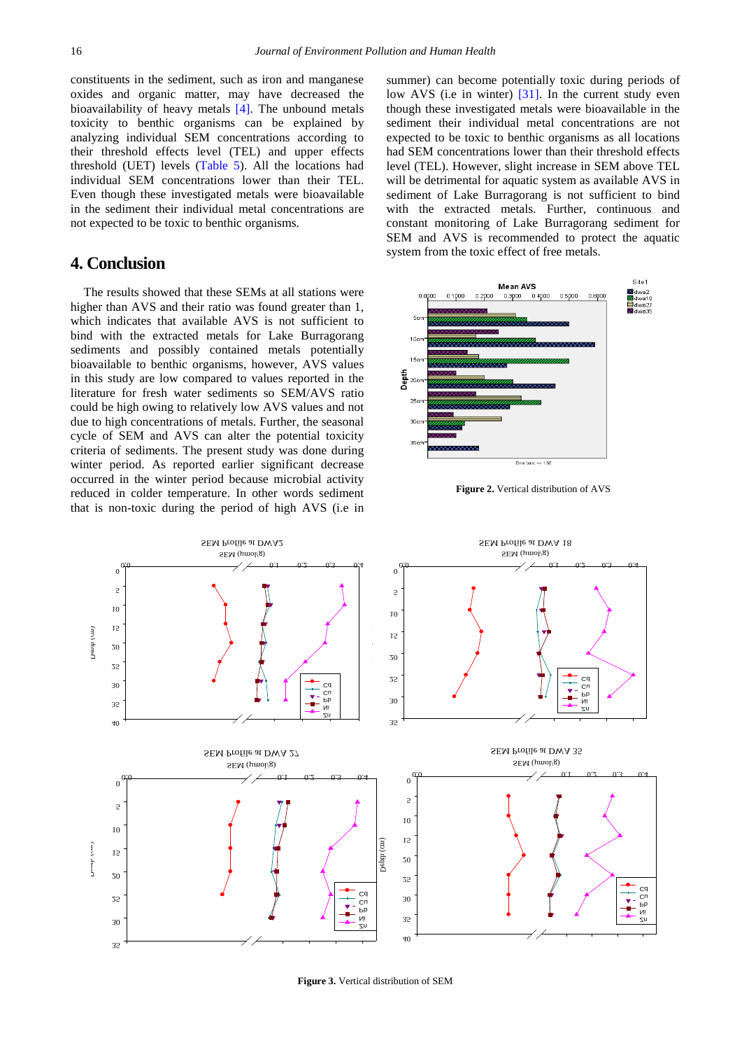constituents in the sediment, such as iron and manganese oxides and organic matter, may have decreased the bioavailability of heavy metals [4]. The unbound metals toxicity to benthic organisms can be explained by analyzing individual SEM concentrations according to their threshold effects level (TEL) and upper effects threshold (UET) levels (Table 5). All the locations had individual SEM concentrations lower than their TEL. Even though these investigated metals were bioavailable in the sediment their individual metal concentrations are not expected to be toxic to benthic organisms.

## 4. Conclusion

The results showed that these SEMs at all stations were higher than AVS and their ratio was found greater than 1, which indicates that available AVS is not sufficient to bind with the extracted metals for Lake Burragorang sediments and possibly contained metals potentially bioavailable to benthic organisms, however, AVS values in this study are low compared to values reported in the literature for fresh water sediments so SEM/AVS ratio could be high owing to relatively low AVS values and not due to high concentrations of metals. Further, the seasonal cycle of SEM and AVS can alter the potential toxicity criteria of sediments. The present study was done during winter period. As reported earlier significant decrease occurred in the winter period because microbial activity reduced in colder temperature. In other words sediment that is non-toxic during the period of high AVS (i.e in summer) can become potentially toxic during periods of low AVS (i.e in winter) [31]. In the current study even though these investigated metals were bioavailable in the sediment their individual concentrations are not expected to be toxic to benthic organisms as all locations had SEM concentrations lower than their threshold effects level (TEL). However, slight increase in SEM above TEL will be detrimental for aquatic system as available AVS in sediment of Lake Burragorang is not sufficient to bind with the extracted metals. Further, continuous and constant monitoring of Lake Burragorang sediment for SEM and AVS is recommended to protect the aquatic system from the toxic effect of free metals.

**Figure 2.** Vertical distribution of AVS

**Figure 3.** Vertical distribution of SEM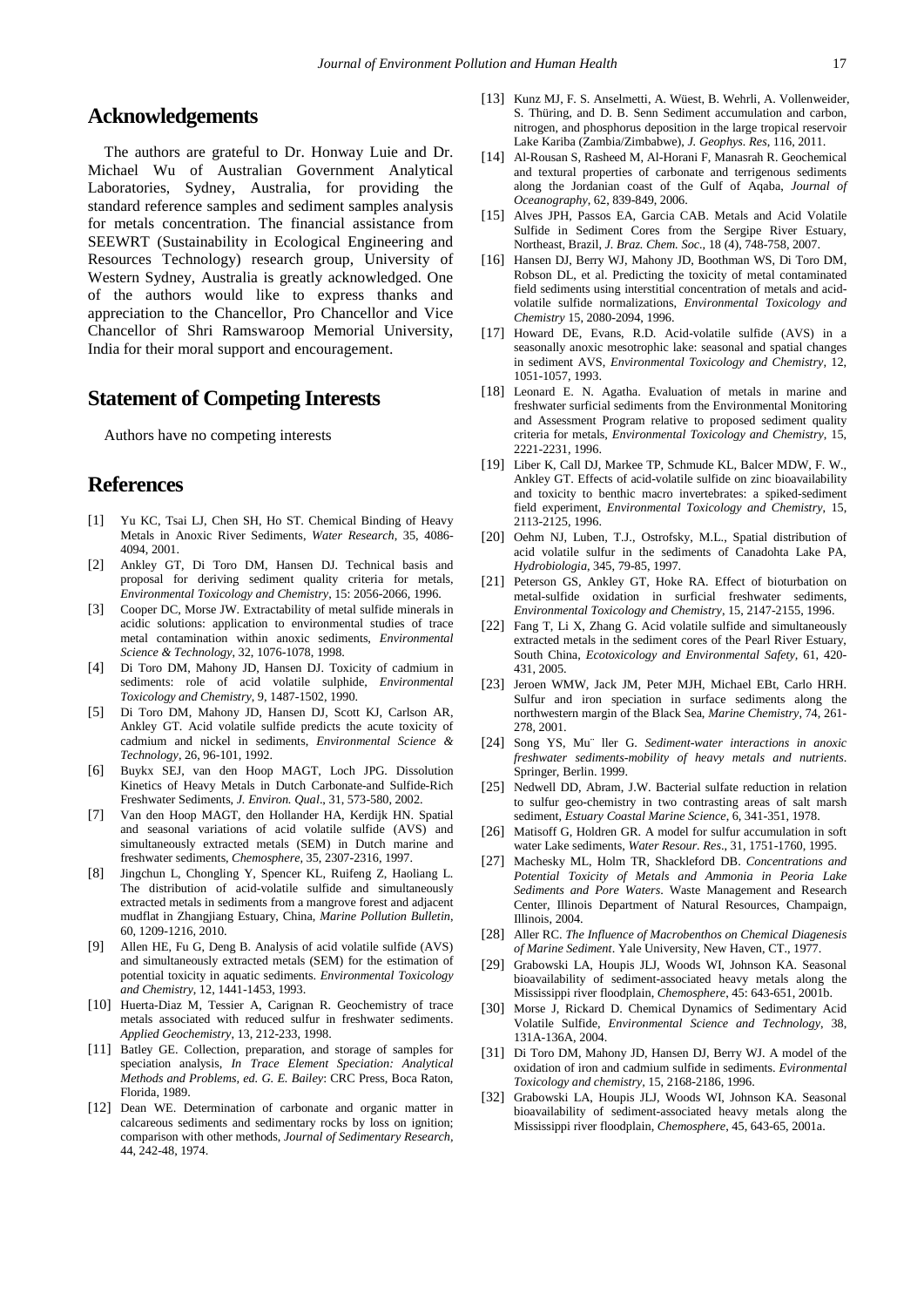## Acknowledgements

The authors are grateful to Dr. Honway Luie and Dr. Michael Wu of Australian Government Analytical Laboratories, Sydney, Australia, for providing the standard reference samples and sediment samples analysis for metals concentration. The financial assistance from SEEWRT (Sustainability in Ecological Engineering and Resources Technology) research group, University of Western Sydney, Australia is greatly acknowledged. One of the authors would like to express thanks and appreciation to the Chancellor, Pro Chancellor and Vice Chancellor of Shri Ramswaroop Memorial University, India for their moral support and encouragement.

## Statement of Competing Interests

Authors have no competing interests

## References

[1] Yu KC, Tsai LJ, Chen SH, Ho ST. Chemical Binding of Heavy Metals in Anoxic River Sediments, *Water Research*, 35, 4086-4094, 2001.

[2] Ankley GT, Di Toro DM, Hansen DJ. Technical basis and proposal for deriving sediment quality criteria for metals, *Environmental Toxicology and Chemistry*, 15: 2056-2066, 1996.

[3] Cooper DC, Morse JW. Extractability of metal sulfide minerals in acidic solutions: application to environmental studies of trace metal contamination within anoxic sediments, *Environmental Science & Technology*, 32, 1076-1078, 1998.

[4] Di Toro DM, Mahony JD, Hansen DJ. Toxicity of cadmium in sediments: role of acid volatile sulphide, *Environmental Toxicology and Chemistry*, 9, 1487-1502, 1990.

[5] Di Toro DM, Mahony JD, Hansen DJ, Scott KJ, Carlson AR, Ankley GT. Acid volatile sulfide predicts the acute toxicity of cadmium and nickel in sediments, *Environmental Science & Technology*, 26, 96-101, 1992.

[6] Buykx SEJ, van den Hoop MAGT, Loch JPG. Dissolution Kinetics of Heavy Metals in Dutch Carbonate-and Sulfide-Rich Freshwater Sediments, *J. Environ. Qual*., 31, 573-580, 2002.

[7] Van den Hoop MAGT, den Hollander HA, Kerdijk HN. Spatial and seasonal variations of acid volatile sulfide (AVS) and simultaneously extracted metals (SEM) in Dutch marine and freshwater sediments, *Chemosphere*, 35, 2307-2316, 1997.

[8] Jingchun L, Chongling Y, Spencer KL, Ruifeng Z, Haoliang L. The distribution of acid-volatile sulfide and simultaneously extracted metals in sediments from a mangrove forest and adjacent mudflat in Zhangjiang Estuary, China, *Marine Pollution Bulletin*, 60, 1209-1216, 2010.

[9] Allen HE, Fu G, Deng B. Analysis of acid volatile sulfide (AVS) and simultaneously extracted metals (SEM) for the estimation of potential toxicity in aquatic sediments. *Environmental Toxicology and Chemistry*, 12, 1441-1453, 1993.

[10] Huerta-Diaz M, Tessier A, Carignan R. Geochemistry of trace metals associated with reduced sulfur in freshwater sediments. *Applied Geochemistry*, 13, 212-233, 1998.

[11] Batley GE. Collection, preparation, and storage of samples for speciation analysis, *In Trace Element Speciation: Analytical Methods and Problems, ed. G. E. Bailey*: CRC Press, Boca Raton, Florida, 1989.

[12] Dean WE. Determination of carbonate and organic matter in calcareous sediments and sedimentary rocks by loss on ignition; comparison with other methods, *Journal of Sedimentary Research*, 44, 242-48, 1974.

[13] Kunz MJ, F. S. Anselmetti, A. Wüest, B. Wehrli, A. Vollenweider, S. Thüring, and D. B. Senn Sediment accumulation and carbon, nitrogen, and phosphorus deposition in the large tropical reservoir Lake Kariba (Zambia/Zimbabwe), *J. Geophys. Res*, 116, 2011.

[14] Al-Rousan S, Rasheed M, Al-Horani F, Manasrah R. Geochemical and textural properties of carbonate and terrigenous sediments along the Jordanian coast of the Gulf of Aqaba, *Journal of Oceanography*, 62, 839-849, 2006.

[15] Alves JPH, Passos EA, Garcia CAB. Metals and Acid Volatile Sulfide in Sediment Cores from the Sergipe River Estuary, Northeast, Brazil, *J. Braz. Chem. Soc*., 18 (4), 748-758, 2007.

[16] Hansen DJ, Berry WJ, Mahony JD, Boothman WS, Di Toro DM, Robson DL, et al. Predicting the toxicity of metal contaminated field sediments using interstitial concentration of metals and acid-volatile sulfide normalizations, *Environmental Toxicology and Chemistry* 15, 2080-2094, 1996.

[17] Howard DE, Evans, R.D. Acid-volatile sulfide (AVS) in a seasonally anoxic mesotrophic lake: seasonal and spatial changes in sediment AVS, *Environmental Toxicology and Chemistry*, 12, 1051-1057, 1993.

[18] Leonard E. N. Agatha. Evaluation of metals in marine and freshwater surficial sediments from the Environmental Monitoring and Assessment Program relative to proposed sediment quality criteria for metals, *Environmental Toxicology and Chemistry*, 15, 2221-2231, 1996.

[19] Liber K, Call DJ, Markee TP, Schmude KL, Balcer MDW, F. W., Ankley GT. Effects of acid-volatile sulfide on zinc bioavailability and toxicity to benthic macro invertebrates: a spiked-sediment field experiment, *Environmental Toxicology and Chemistry*, 15, 2113-2125, 1996.

[20] Oehm NJ, Luben, T.J., Ostrofsky, M.L., Spatial distribution of acid volatile sulfur in the sediments of Canadohta Lake PA, *Hydrobiologia*, 345, 79-85, 1997.

[21] Peterson GS, Ankley GT, Hoke RA. Effect of bioturbation on metal-sulfide oxidation in surficial freshwater sediments, *Environmental Toxicology and Chemistry*, 15, 2147-2155, 1996.

[22] Fang T, Li X, Zhang G. Acid volatile sulfide and simultaneously extracted metals in the sediment cores of the Pearl River Estuary, South China, *Ecotoxicology and Environmental Safety*, 61, 420-431, 2005.

[23] Jeroen WMW, Jack JM, Peter MJH, Michael EBt, Carlo HRH. Sulfur and iron speciation in surface sediments along the northwestern margin of the Black Sea, *Marine Chemistry*, 74, 261-278, 2001.

[24] Song YS, Mu¨ ller G. *Sediment-water interactions in anoxic freshwater sediments-mobility of heavy metals and nutrients*. Springer, Berlin. 1999.

[25] Nedwell DD, Abram, J.W. Bacterial sulfate reduction in relation to sulfur geo-chemistry in two contrasting areas of salt marsh sediment, *Estuary Coastal Marine Science*, 6, 341-351, 1978.

[26] Matisoff G, Holdren GR. A model for sulfur accumulation in soft water Lake sediments, *Water Resour. Res*., 31, 1751-1760, 1995.

[27] Machesky ML, Holm TR, Shackleford DB. *Concentrations and Potential Toxicity of Metals and Ammonia in Peoria Lake Sediments and Pore Waters*. Waste Management and Research Center, Illinois Department of Natural Resources, Champaign, Illinois, 2004.

[28] Aller RC. *The Influence of Macrobenthos on Chemical Diagenesis of Marine Sediment*. Yale University, New Haven, CT., 1977.

[29] Grabowski LA, Houpis JLJ, Woods WI, Johnson KA. Seasonal bioavailability of sediment-associated heavy metals along the Mississippi river floodplain, *Chemosphere*, 45: 643-651, 2001b.

[30] Morse J, Rickard D. Chemical Dynamics of Sedimentary Acid Volatile Sulfide, *Environmental Science and Technology*, 38, 131A-136A, 2004.

[31] Di Toro DM, Mahony JD, Hansen DJ, Berry WJ. A model of the oxidation of iron and cadmium sulfide in sediments. *Evironmental Toxicology and chemistry*, 15, 2168-2186, 1996.

[32] Grabowski LA, Houpis JLJ, Woods WI, Johnson KA. Seasonal bioavailability of sediment-associated heavy metals along the Mississippi river floodplain, *Chemosphere*, 45, 643-65, 2001a.